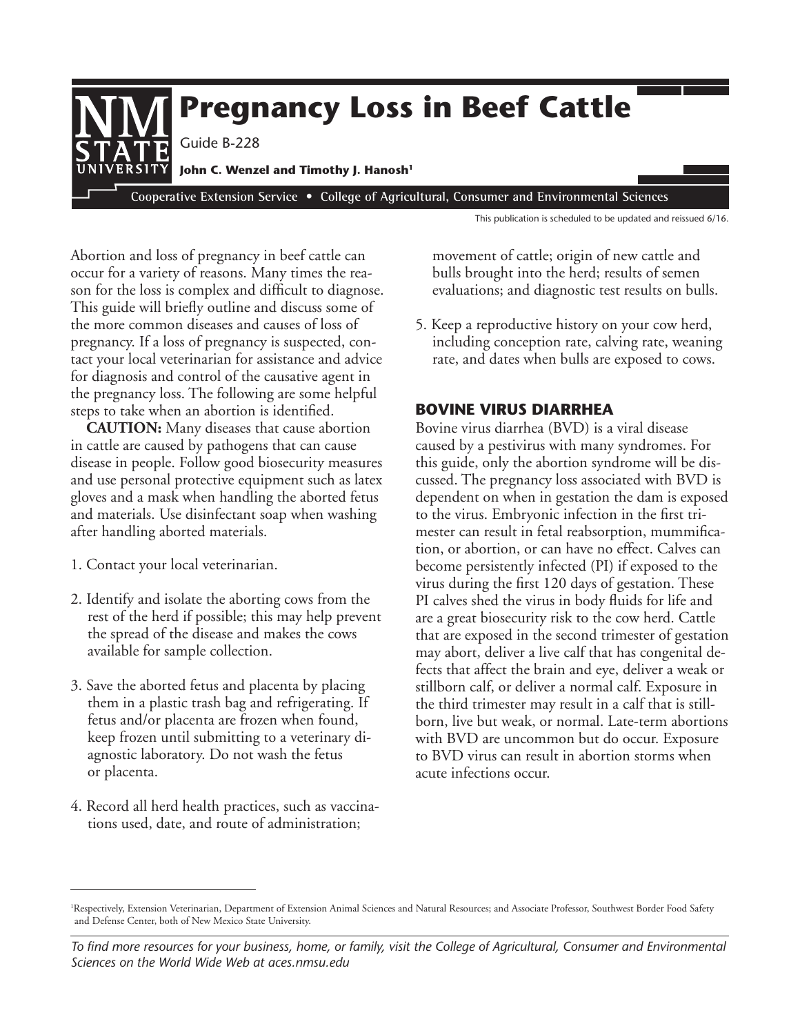# Pregnancy Loss in Beef Cattle

Guide B-228

**John C. Wenzel and Timothy J. Hanosh[1]**

Cooperative Extension Service • College of Agricultural, Consumer and Environmental Sciences

This publication is scheduled to be updated and reissued 6/16.

Abortion and loss of pregnancy in beef cattle can occur for a variety of reasons. Many times the reason for the loss is complex and difficult to diagnose. This guide will briefly outline and discuss some of the more common diseases and causes of loss of pregnancy. If a loss of pregnancy is suspected, contact your local veterinarian for assistance and advice for diagnosis and control of the causative agent in the pregnancy loss. The following are some helpful steps to take when an abortion is identified.

**CAUTION:** Many diseases that cause abortion in cattle are caused by pathogens that can cause disease in people. Follow good biosecurity measures and use personal protective equipment such as latex gloves and a mask when handling the aborted fetus and materials. Use disinfectant soap when washing after handling aborted materials.

1. Contact your local veterinarian.
2. Identify and isolate the aborting cows from the rest of the herd if possible; this may help prevent the spread of the disease and makes the cows available for sample collection.
3. Save the aborted fetus and placenta by placing them in a plastic trash bag and refrigerating. If fetus and/or placenta are frozen when found, keep frozen until submitting to a veterinary diagnostic laboratory. Do not wash the fetus or placenta.
4. Record all herd health practices, such as vaccinations used, date, and route of administration; movement of cattle; origin of new cattle and bulls brought into the herd; results of semen evaluations; and diagnostic test results on bulls.
5. Keep a reproductive history on your cow herd, including conception rate, calving rate, weaning rate, and dates when bulls are exposed to cows.

## BOVINE VIRUS DIARRHEA

Bovine virus diarrhea (BVD) is a viral disease caused by a pestivirus with many syndromes. For this guide, only the abortion syndrome will be discussed. The pregnancy loss associated with BVD is dependent on when in gestation the dam is exposed to the virus. Embryonic infection in the first trimester can result in fetal reabsorption, mummification, or abortion, or can have no effect. Calves can become persistently infected (PI) if exposed to the virus during the first 120 days of gestation. These PI calves shed the virus in body fluids for life and are a great biosecurity risk to the cow herd. Cattle that are exposed in the second trimester of gestation may abort, deliver a live calf that has congenital defects that affect the brain and eye, deliver a weak or stillborn calf, or deliver a normal calf. Exposure in the third trimester may result in a calf that is stillborn, live but weak, or normal. Late-term abortions with BVD are uncommon but do occur. Exposure to BVD virus can result in abortion storms when acute infections occur.

[1]Respectively, Extension Veterinarian, Department of Extension Animal Sciences and Natural Resources; and Associate Professor, Southwest Border Food Safety and Defense Center, both of New Mexico State University.

*To find more resources for your business, home, or family, visit the College of Agricultural, Consumer and Environmental Sciences on the World Wide Web at aces.nmsu.edu*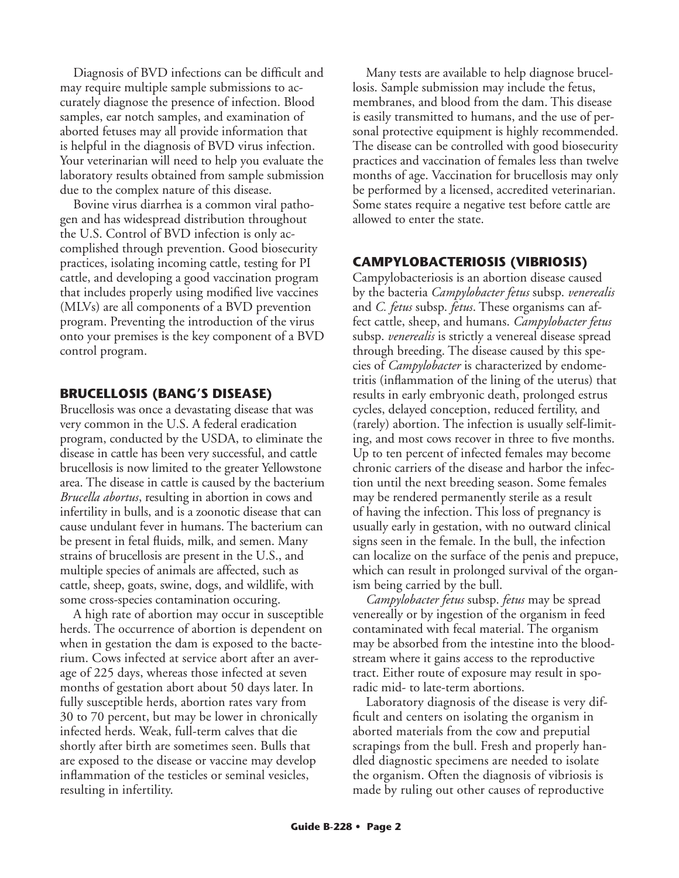Diagnosis of BVD infections can be difficult and may require multiple sample submissions to accurately diagnose the presence of infection. Blood samples, ear notch samples, and examination of aborted fetuses may all provide information that is helpful in the diagnosis of BVD virus infection. Your veterinarian will need to help you evaluate the laboratory results obtained from sample submission due to the complex nature of this disease.

Bovine virus diarrhea is a common viral pathogen and has widespread distribution throughout the U.S. Control of BVD infection is only accomplished through prevention. Good biosecurity practices, isolating incoming cattle, testing for PI cattle, and developing a good vaccination program that includes properly using modified live vaccines (MLVs) are all components of a BVD prevention program. Preventing the introduction of the virus onto your premises is the key component of a BVD control program.

## BRUCELLOSIS (BANG'S DISEASE)

Brucellosis was once a devastating disease that was very common in the U.S. A federal eradication program, conducted by the USDA, to eliminate the disease in cattle has been very successful, and cattle brucellosis is now limited to the greater Yellowstone area. The disease in cattle is caused by the bacterium *Brucella abortus*, resulting in abortion in cows and infertility in bulls, and is a zoonotic disease that can cause undulant fever in humans. The bacterium can be present in fetal fluids, milk, and semen. Many strains of brucellosis are present in the U.S., and multiple species of animals are affected, such as cattle, sheep, goats, swine, dogs, and wildlife, with some cross-species contamination occuring.

A high rate of abortion may occur in susceptible herds. The occurrence of abortion is dependent on when in gestation the dam is exposed to the bacterium. Cows infected at service abort after an average of 225 days, whereas those infected at seven months of gestation abort about 50 days later. In fully susceptible herds, abortion rates vary from 30 to 70 percent, but may be lower in chronically infected herds. Weak, full-term calves that die shortly after birth are sometimes seen. Bulls that are exposed to the disease or vaccine may develop inflammation of the testicles or seminal vesicles, resulting in infertility.

Many tests are available to help diagnose brucellosis. Sample submission may include the fetus, membranes, and blood from the dam. This disease is easily transmitted to humans, and the use of personal protective equipment is highly recommended. The disease can be controlled with good biosecurity practices and vaccination of females less than twelve months of age. Vaccination for brucellosis may only be performed by a licensed, accredited veterinarian. Some states require a negative test before cattle are allowed to enter the state.

## CAMPYLOBACTERIOSIS (VIBRIOSIS)

Campylobacteriosis is an abortion disease caused by the bacteria *Campylobacter fetus* subsp. *venerealis* and *C. fetus* subsp. *fetus*. These organisms can affect cattle, sheep, and humans. *Campylobacter fetus* subsp. *venerealis* is strictly a venereal disease spread through breeding. The disease caused by this species of *Campylobacter* is characterized by endometritis (inflammation of the lining of the uterus) that results in early embryonic death, prolonged estrus cycles, delayed conception, reduced fertility, and (rarely) abortion. The infection is usually self-limiting, and most cows recover in three to five months. Up to ten percent of infected females may become chronic carriers of the disease and harbor the infection until the next breeding season. Some females may be rendered permanently sterile as a result of having the infection. This loss of pregnancy is usually early in gestation, with no outward clinical signs seen in the female. In the bull, the infection can localize on the surface of the penis and prepuce, which can result in prolonged survival of the organism being carried by the bull.

*Campylobacter fetus* subsp. *fetus* may be spread venereally or by ingestion of the organism in feed contaminated with fecal material. The organism may be absorbed from the intestine into the bloodstream where it gains access to the reproductive tract. Either route of exposure may result in sporadic mid- to late-term abortions.

Laboratory diagnosis of the disease is very difficult and centers on isolating the organism in aborted materials from the cow and preputial scrapings from the bull. Fresh and properly handled diagnostic specimens are needed to isolate the organism. Often the diagnosis of vibriosis is made by ruling out other causes of reproductive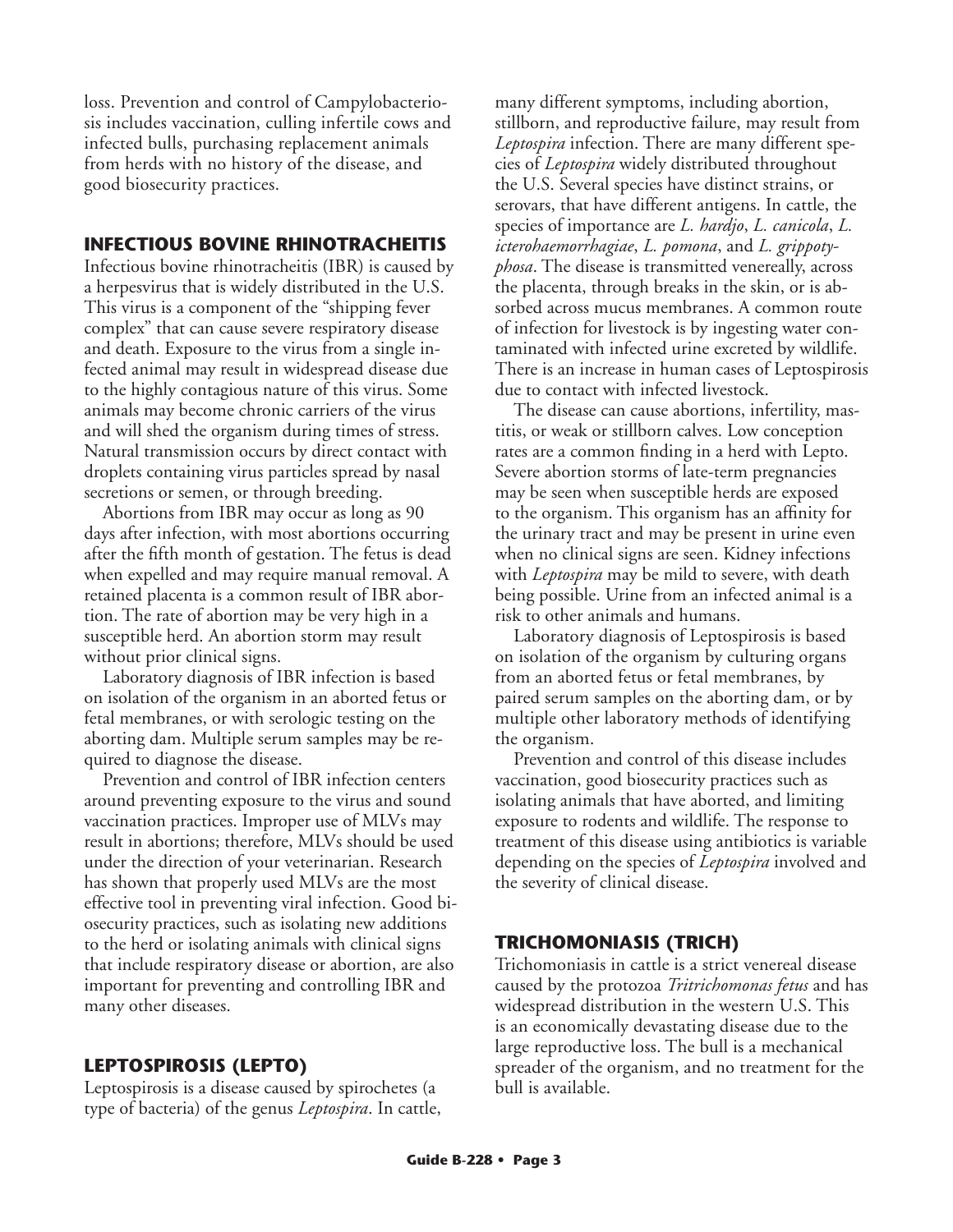loss. Prevention and control of Campylobacteriosis includes vaccination, culling infertile cows and infected bulls, purchasing replacement animals from herds with no history of the disease, and good biosecurity practices.

## INFECTIOUS BOVINE RHINOTRACHEITIS

Infectious bovine rhinotracheitis (IBR) is caused by a herpesvirus that is widely distributed in the U.S. This virus is a component of the "shipping fever complex" that can cause severe respiratory disease and death. Exposure to the virus from a single infected animal may result in widespread disease due to the highly contagious nature of this virus. Some animals may become chronic carriers of the virus and will shed the organism during times of stress. Natural transmission occurs by direct contact with droplets containing virus particles spread by nasal secretions or semen, or through breeding.

Abortions from IBR may occur as long as 90 days after infection, with most abortions occurring after the fifth month of gestation. The fetus is dead when expelled and may require manual removal. A retained placenta is a common result of IBR abortion. The rate of abortion may be very high in a susceptible herd. An abortion storm may result without prior clinical signs.

Laboratory diagnosis of IBR infection is based on isolation of the organism in an aborted fetus or fetal membranes, or with serologic testing on the aborting dam. Multiple serum samples may be required to diagnose the disease.

Prevention and control of IBR infection centers around preventing exposure to the virus and sound vaccination practices. Improper use of MLVs may result in abortions; therefore, MLVs should be used under the direction of your veterinarian. Research has shown that properly used MLVs are the most effective tool in preventing viral infection. Good biosecurity practices, such as isolating new additions to the herd or isolating animals with clinical signs that include respiratory disease or abortion, are also important for preventing and controlling IBR and many other diseases.

## LEPTOSPIROSIS (LEPTO)

Leptospirosis is a disease caused by spirochetes (a type of bacteria) of the genus *Leptospira*. In cattle, many different symptoms, including abortion, stillborn, and reproductive failure, may result from *Leptospira* infection. There are many different species of *Leptospira* widely distributed throughout the U.S. Several species have distinct strains, or serovars, that have different antigens. In cattle, the species of importance are *L. hardjo*, *L. canicola*, *L. icterohaemorrhagiae*, *L. pomona*, and *L. grippotyphosa*. The disease is transmitted venereally, across the placenta, through breaks in the skin, or is absorbed across mucus membranes. A common route of infection for livestock is by ingesting water contaminated with infected urine excreted by wildlife. There is an increase in human cases of Leptospirosis due to contact with infected livestock.

The disease can cause abortions, infertility, mastitis, or weak or stillborn calves. Low conception rates are a common finding in a herd with Lepto. Severe abortion storms of late-term pregnancies may be seen when susceptible herds are exposed to the organism. This organism has an affinity for the urinary tract and may be present in urine even when no clinical signs are seen. Kidney infections with *Leptospira* may be mild to severe, with death being possible. Urine from an infected animal is a risk to other animals and humans.

Laboratory diagnosis of Leptospirosis is based on isolation of the organism by culturing organs from an aborted fetus or fetal membranes, by paired serum samples on the aborting dam, or by multiple other laboratory methods of identifying the organism.

Prevention and control of this disease includes vaccination, good biosecurity practices such as isolating animals that have aborted, and limiting exposure to rodents and wildlife. The response to treatment of this disease using antibiotics is variable depending on the species of *Leptospira* involved and the severity of clinical disease.

## TRICHOMONIASIS (TRICH)

Trichomoniasis in cattle is a strict venereal disease caused by the protozoa *Tritrichomonas fetus* and has widespread distribution in the western U.S. This is an economically devastating disease due to the large reproductive loss. The bull is a mechanical spreader of the organism, and no treatment for the bull is available.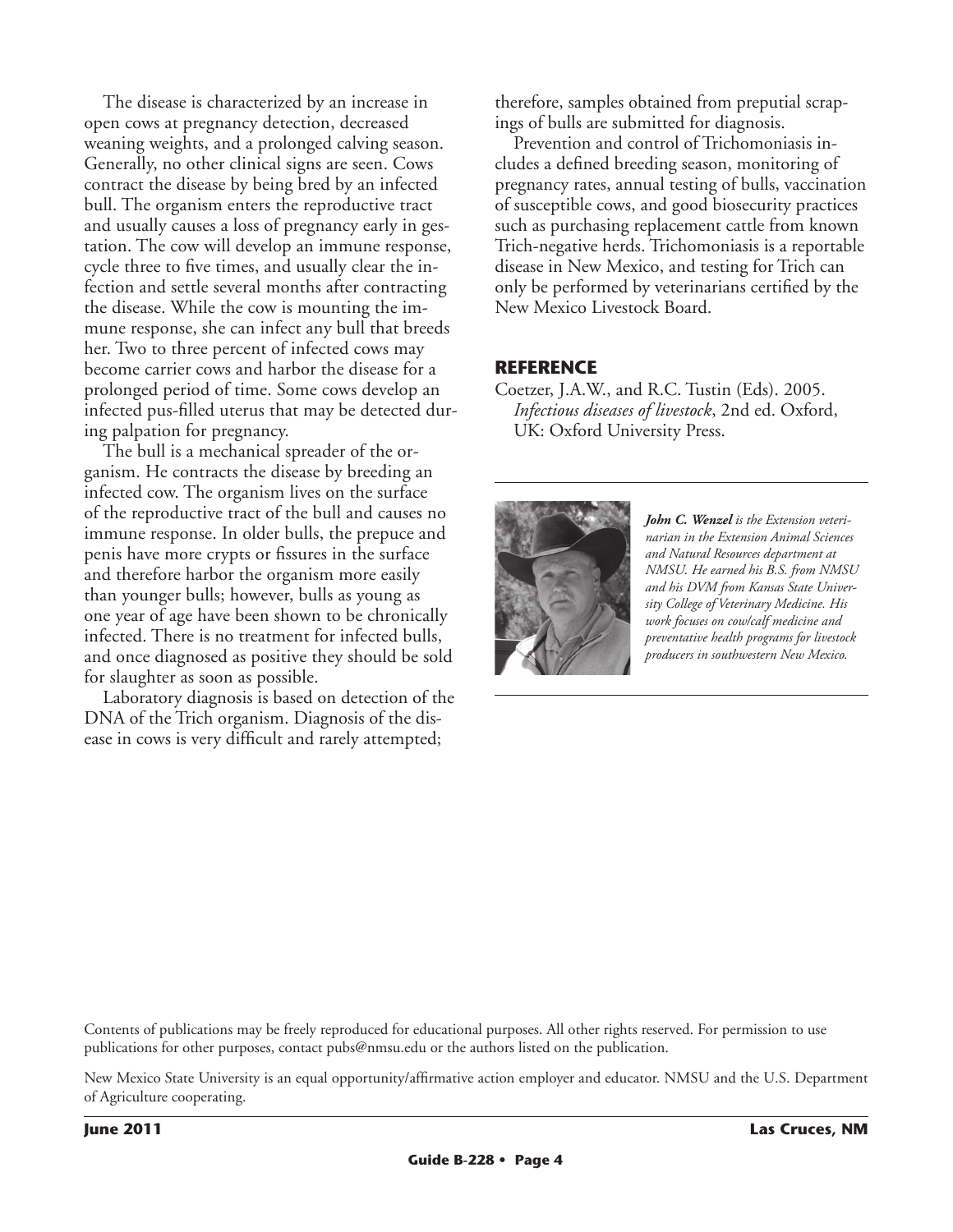The disease is characterized by an increase in open cows at pregnancy detection, decreased weaning weights, and a prolonged calving season. Generally, no other clinical signs are seen. Cows contract the disease by being bred by an infected bull. The organism enters the reproductive tract and usually causes a loss of pregnancy early in gestation. The cow will develop an immune response, cycle three to five times, and usually clear the infection and settle several months after contracting the disease. While the cow is mounting the immune response, she can infect any bull that breeds her. Two to three percent of infected cows may become carrier cows and harbor the disease for a prolonged period of time. Some cows develop an infected pus-filled uterus that may be detected during palpation for pregnancy.

The bull is a mechanical spreader of the organism. He contracts the disease by breeding an infected cow. The organism lives on the surface of the reproductive tract of the bull and causes no immune response. In older bulls, the prepuce and penis have more crypts or fissures in the surface and therefore harbor the organism more easily than younger bulls; however, bulls as young as one year of age have been shown to be chronically infected. There is no treatment for infected bulls, and once diagnosed as positive they should be sold for slaughter as soon as possible.

Laboratory diagnosis is based on detection of the DNA of the Trich organism. Diagnosis of the disease in cows is very difficult and rarely attempted; therefore, samples obtained from preputial scrapings of bulls are submitted for diagnosis.

Prevention and control of Trichomoniasis includes a defined breeding season, monitoring of pregnancy rates, annual testing of bulls, vaccination of susceptible cows, and good biosecurity practices such as purchasing replacement cattle from known Trich-negative herds. Trichomoniasis is a reportable disease in New Mexico, and testing for Trich can only be performed by veterinarians certified by the New Mexico Livestock Board.

## REFERENCE

Coetzer, J.A.W., and R.C. Tustin (Eds). 2005. *Infectious diseases of livestock*, 2nd ed. Oxford, UK: Oxford University Press.

***John C. Wenzel** is the Extension veterinarian in the Extension Animal Sciences and Natural Resources department at NMSU. He earned his B.S. from NMSU and his DVM from Kansas State University College of Veterinary Medicine. His work focuses on cow/calf medicine and preventative health programs for livestock producers in southwestern New Mexico.*

Contents of publications may be freely reproduced for educational purposes. All other rights reserved. For permission to use publications for other purposes, contact pubs@nmsu.edu or the authors listed on the publication.

New Mexico State University is an equal opportunity/affirmative action employer and educator. NMSU and the U.S. Department of Agriculture cooperating.

**June 2011** **Las Cruces, NM**